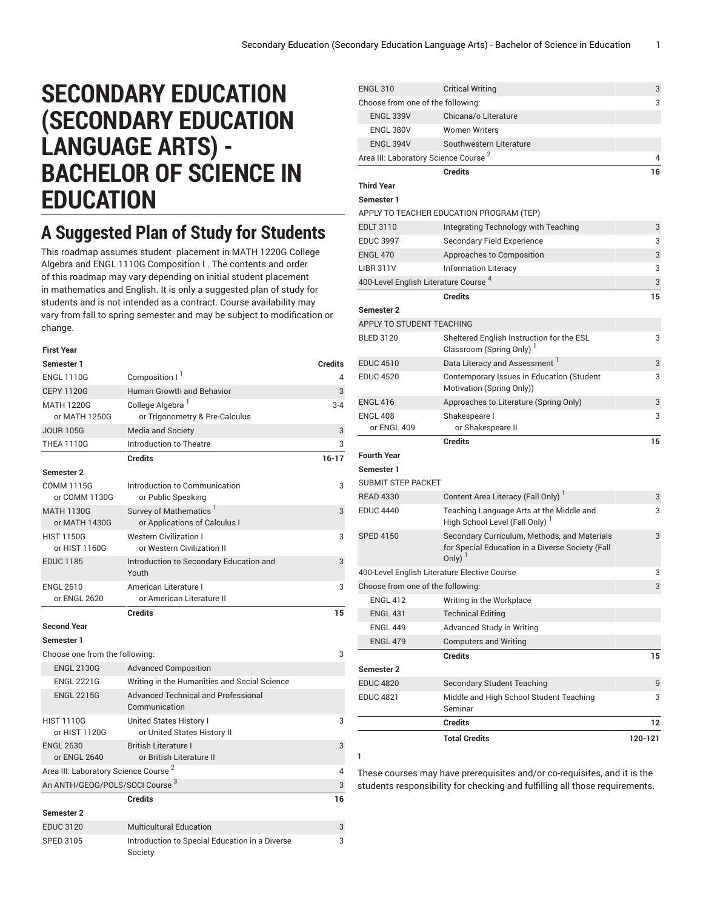# SECONDARY EDUCATION (SECONDARY EDUCATION LANGUAGE ARTS) - BACHELOR OF SCIENCE IN EDUCATION

## A Suggested Plan of Study for Students

This roadmap assumes student placement in MATH 1220G College Algebra and ENGL 1110G Composition I . The contents and order of this roadmap may vary depending on initial student placement in mathematics and English. It is only a suggested plan of study for students and is not intended as a contract. Course availability may vary from fall to spring semester and may be subject to modification or change.

| First Year | | |
|---|---|---|
| **Semester 1** | | **Credits** |
| ENGL 1110G | Composition I [1] | 4 |
| CEPY 1120G | Human Growth and Behavior | 3 |
| MATH 1220G or MATH 1250G | College Algebra [1] or Trigonometry & Pre-Calculus | 3-4 |
| JOUR 105G | Media and Society | 3 |
| THEA 1110G | Introduction to Theatre | 3 |
| | **Credits** | **16-17** |
| **Semester 2** | | |
| COMM 1115G or COMM 1130G | Introduction to Communication or Public Speaking | 3 |
| MATH 1130G or MATH 1430G | Survey of Mathematics [1] or Applications of Calculus I | 3 |
| HIST 1150G or HIST 1160G | Western Civilization I or Western Civilization II | 3 |
| EDUC 1185 | Introduction to Secondary Education and Youth | 3 |
| ENGL 2610 or ENGL 2620 | American Literature I or American Literature II | 3 |
| | **Credits** | **15** |
| **Second Year** | | |
| **Semester 1** | | |
| Choose one from the following: | | 3 |
| ENGL 2130G | Advanced Composition | |
| ENGL 2221G | Writing in the Humanities and Social Science | |
| ENGL 2215G | Advanced Technical and Professional Communication | |
| HIST 1110G or HIST 1120G | United States History I or United States History II | 3 |
| ENGL 2630 or ENGL 2640 | British Literature I or British Literature II | 3 |
| Area III: Laboratory Science Course [2] | | 4 |
| An ANTH/GEOG/POLS/SOCI Course [3] | | 3 |
| | **Credits** | **16** |
| **Semester 2** | | |
| EDUC 3120 | Multicultural Education | 3 |
| SPED 3105 | Introduction to Special Education in a Diverse Society | 3 |
| ENGL 310 | Critical Writing | 3 |
| Choose from one of the following: | | 3 |
| ENGL 339V | Chicana/o Literature | |
| ENGL 380V | Women Writers | |
| ENGL 394V | Southwestern Literature | |
| Area III: Laboratory Science Course [2] | | 4 |
| | **Credits** | **16** |
| **Third Year** | | |
| **Semester 1** | | |
| APPLY TO TEACHER EDUCATION PROGRAM (TEP) | | |
| EDLT 3110 | Integrating Technology with Teaching | 3 |
| EDUC 3997 | Secondary Field Experience | 3 |
| ENGL 470 | Approaches to Composition | 3 |
| LIBR 311V | Information Literacy | 3 |
| 400-Level English Literature Course [4] | | 3 |
| | **Credits** | **15** |
| **Semester 2** | | |
| APPLY TO STUDENT TEACHING | | |
| BLED 3120 | Sheltered English Instruction for the ESL Classroom (Spring Only) [1] | 3 |
| EDUC 4510 | Data Literacy and Assessment [1] | 3 |
| EDUC 4520 | Contemporary Issues in Education (Student Motivation (Spring Only)) | 3 |
| ENGL 416 | Approaches to Literature (Spring Only) | 3 |
| ENGL 408 or ENGL 409 | Shakespeare I or Shakespeare II | 3 |
| | **Credits** | **15** |
| **Fourth Year** | | |
| **Semester 1** | | |
| SUBMIT STEP PACKET | | |
| READ 4330 | Content Area Literacy (Fall Only) [1] | 3 |
| EDUC 4440 | Teaching Language Arts at the Middle and High School Level (Fall Only) [1] | 3 |
| SPED 4150 | Secondary Curriculum, Methods, and Materials for Special Education in a Diverse Society (Fall Only) [1] | 3 |
| 400-Level English Literature Elective Course | | 3 |
| Choose from one of the following: | | 3 |
| ENGL 412 | Writing in the Workplace | |
| ENGL 431 | Technical Editing | |
| ENGL 449 | Advanced Study in Writing | |
| ENGL 479 | Computers and Writing | |
| | **Credits** | **15** |
| **Semester 2** | | |
| EDUC 4820 | Secondary Student Teaching | 9 |
| EDUC 4821 | Middle and High School Student Teaching Seminar | 3 |
| | **Credits** | **12** |
| | **Total Credits** | **120-121** |

**1**

These courses may have prerequisites and/or co-requisites, and it is the students responsibility for checking and fulfilling all those requirements.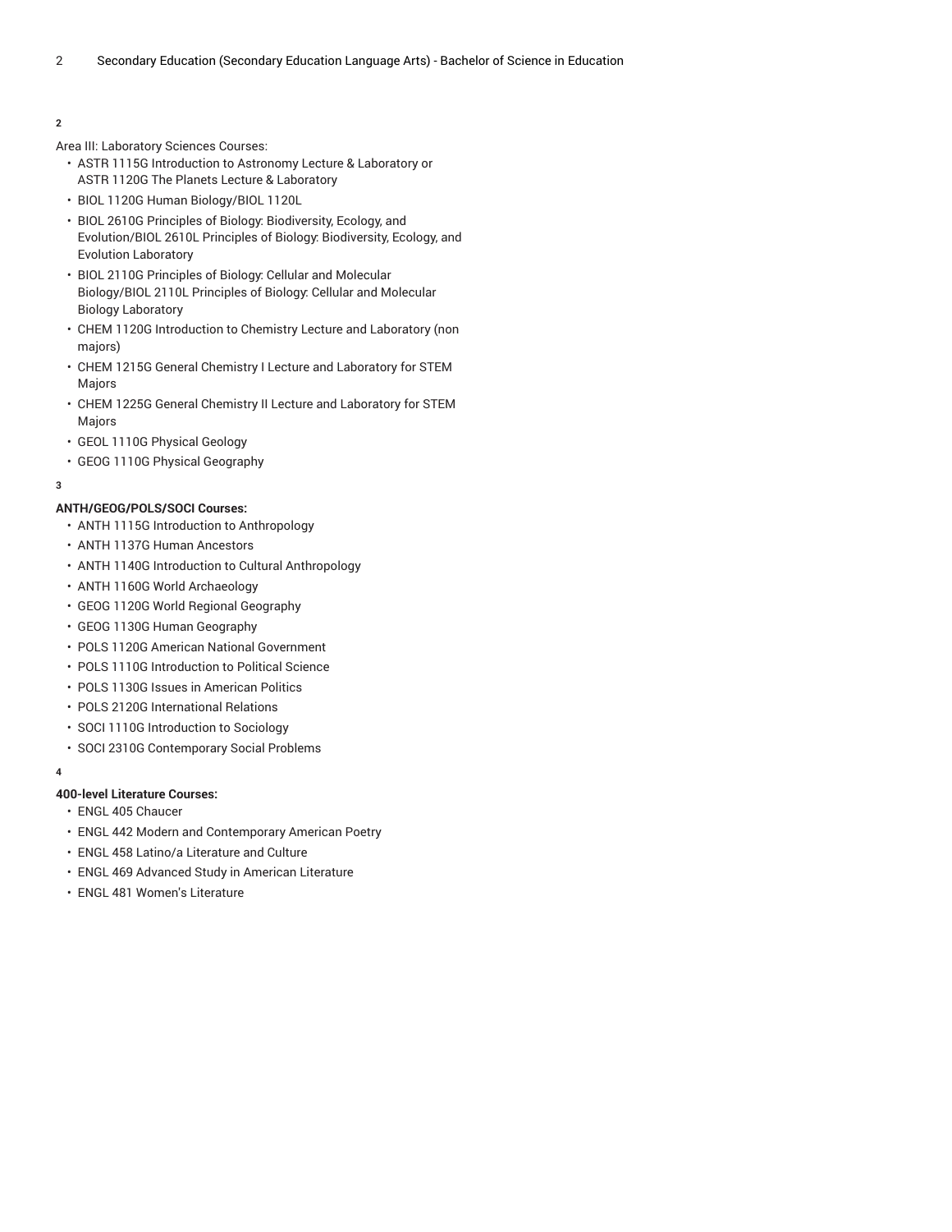**2**

Area III: Laboratory Sciences Courses:

- ASTR 1115G Introduction to Astronomy Lecture & Laboratory or ASTR 1120G The Planets Lecture & Laboratory
- BIOL 1120G Human Biology/BIOL 1120L
- BIOL 2610G Principles of Biology: Biodiversity, Ecology, and Evolution/BIOL 2610L Principles of Biology: Biodiversity, Ecology, and Evolution Laboratory
- BIOL 2110G Principles of Biology: Cellular and Molecular Biology/BIOL 2110L Principles of Biology: Cellular and Molecular Biology Laboratory
- CHEM 1120G Introduction to Chemistry Lecture and Laboratory (non majors)
- CHEM 1215G General Chemistry I Lecture and Laboratory for STEM Majors
- CHEM 1225G General Chemistry II Lecture and Laboratory for STEM Majors
- GEOL 1110G Physical Geology
- GEOG 1110G Physical Geography

**3**

**ANTH/GEOG/POLS/SOCI Courses:**

- ANTH 1115G Introduction to Anthropology
- ANTH 1137G Human Ancestors
- ANTH 1140G Introduction to Cultural Anthropology
- ANTH 1160G World Archaeology
- GEOG 1120G World Regional Geography
- GEOG 1130G Human Geography
- POLS 1120G American National Government
- POLS 1110G Introduction to Political Science
- POLS 1130G Issues in American Politics
- POLS 2120G International Relations
- SOCI 1110G Introduction to Sociology
- SOCI 2310G Contemporary Social Problems

**4**

**400-level Literature Courses:**

- ENGL 405 Chaucer
- ENGL 442 Modern and Contemporary American Poetry
- ENGL 458 Latino/a Literature and Culture
- ENGL 469 Advanced Study in American Literature
- ENGL 481 Women's Literature